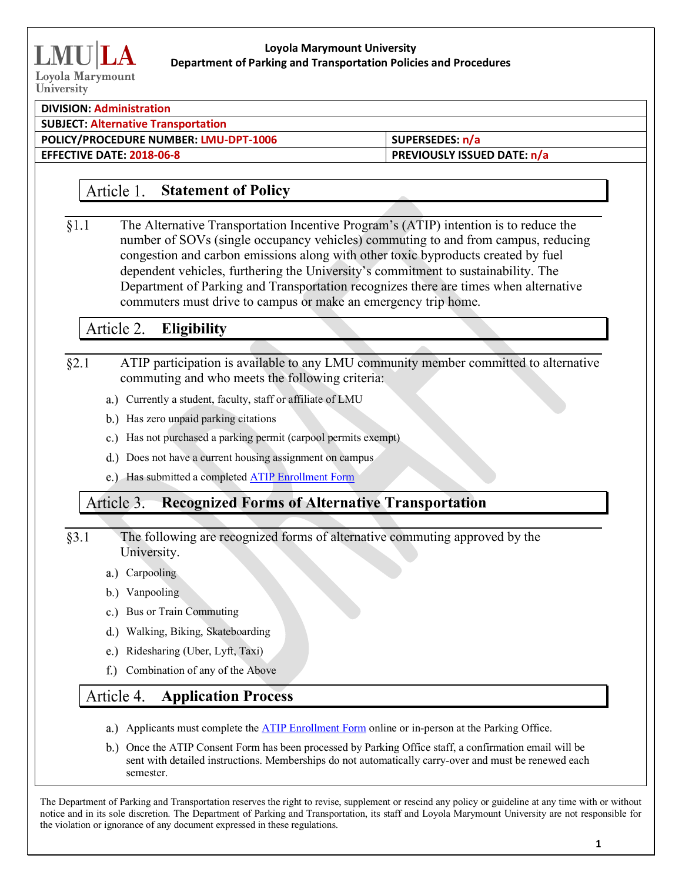**Loyola Marymount University**
**Department of Parking and Transportation Policies and Procedures**

| DIVISION: Administration | |
|---|---|
| SUBJECT: Alternative Transportation | |
| POLICY/PROCEDURE NUMBER: LMU-DPT-1006 | SUPERSEDES: n/a |
| EFFECTIVE DATE: 2018-06-8 | PREVIOUSLY ISSUED DATE: n/a |

## Article 1. Statement of Policy

§1.1 The Alternative Transportation Incentive Program's (ATIP) intention is to reduce the number of SOVs (single occupancy vehicles) commuting to and from campus, reducing congestion and carbon emissions along with other toxic byproducts created by fuel dependent vehicles, furthering the University's commitment to sustainability. The Department of Parking and Transportation recognizes there are times when alternative commuters must drive to campus or make an emergency trip home.

## Article 2. Eligibility

§2.1 ATIP participation is available to any LMU community member committed to alternative commuting and who meets the following criteria:

a.) Currently a student, faculty, staff or affiliate of LMU

b.) Has zero unpaid parking citations

c.) Has not purchased a parking permit (carpool permits exempt)

d.) Does not have a current housing assignment on campus

e.) Has submitted a completed ATIP Enrollment Form

## Article 3. Recognized Forms of Alternative Transportation

§3.1 The following are recognized forms of alternative commuting approved by the University.

a.) Carpooling

b.) Vanpooling

c.) Bus or Train Commuting

d.) Walking, Biking, Skateboarding

e.) Ridesharing (Uber, Lyft, Taxi)

f.) Combination of any of the Above

## Article 4. Application Process

a.) Applicants must complete the ATIP Enrollment Form online or in-person at the Parking Office.

b.) Once the ATIP Consent Form has been processed by Parking Office staff, a confirmation email will be sent with detailed instructions. Memberships do not automatically carry-over and must be renewed each semester.

The Department of Parking and Transportation reserves the right to revise, supplement or rescind any policy or guideline at any time with or without notice and in its sole discretion. The Department of Parking and Transportation, its staff and Loyola Marymount University are not responsible for the violation or ignorance of any document expressed in these regulations.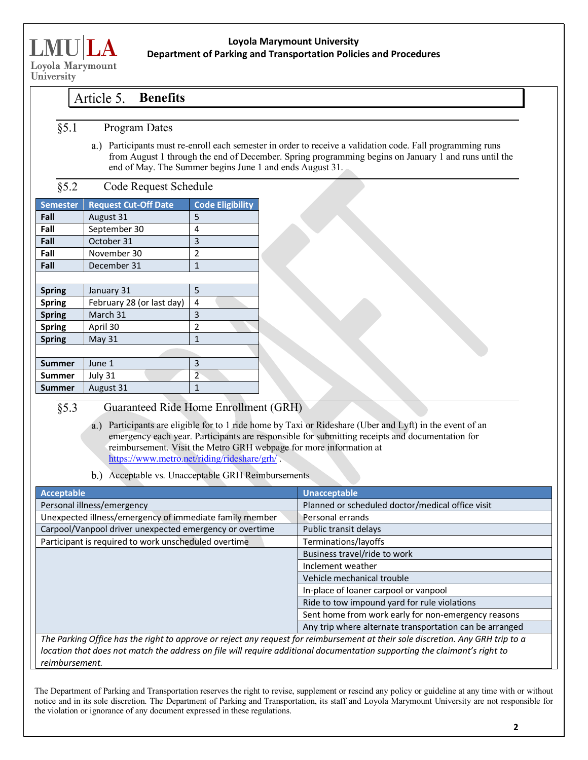# Article 5. Benefits

## §5.1 Program Dates

a.) Participants must re-enroll each semester in order to receive a validation code. Fall programming runs from August 1 through the end of December. Spring programming begins on January 1 and runs until the end of May. The Summer begins June 1 and ends August 31.

## §5.2 Code Request Schedule

| Semester | Request Cut-Off Date | Code Eligibility |
|---|---|---|
| **Fall** | August 31 | 5 |
| **Fall** | September 30 | 4 |
| **Fall** | October 31 | 3 |
| **Fall** | November 30 | 2 |
| **Fall** | December 31 | 1 |
| | | |
| **Spring** | January 31 | 5 |
| **Spring** | February 28 (or last day) | 4 |
| **Spring** | March 31 | 3 |
| **Spring** | April 30 | 2 |
| **Spring** | May 31 | 1 |
| | | |
| **Summer** | June 1 | 3 |
| **Summer** | July 31 | 2 |
| **Summer** | August 31 | 1 |

## §5.3 Guaranteed Ride Home Enrollment (GRH)

a.) Participants are eligible for to 1 ride home by Taxi or Rideshare (Uber and Lyft) in the event of an emergency each year. Participants are responsible for submitting receipts and documentation for reimbursement. Visit the Metro GRH webpage for more information at https://www.metro.net/riding/rideshare/grh/ .

b.) Acceptable vs. Unacceptable GRH Reimbursements

| Acceptable | Unacceptable |
|---|---|
| Personal illness/emergency | Planned or scheduled doctor/medical office visit |
| Unexpected illness/emergency of immediate family member | Personal errands |
| Carpool/Vanpool driver unexpected emergency or overtime | Public transit delays |
| Participant is required to work unscheduled overtime | Terminations/layoffs |
| | Business travel/ride to work |
| | Inclement weather |
| | Vehicle mechanical trouble |
| | In-place of loaner carpool or vanpool |
| | Ride to tow impound yard for rule violations |
| | Sent home from work early for non-emergency reasons |
| | Any trip where alternate transportation can be arranged |

*The Parking Office has the right to approve or reject any request for reimbursement at their sole discretion. Any GRH trip to a location that does not match the address on file will require additional documentation supporting the claimant's right to reimbursement.*

The Department of Parking and Transportation reserves the right to revise, supplement or rescind any policy or guideline at any time with or without notice and in its sole discretion. The Department of Parking and Transportation, its staff and Loyola Marymount University are not responsible for the violation or ignorance of any document expressed in these regulations.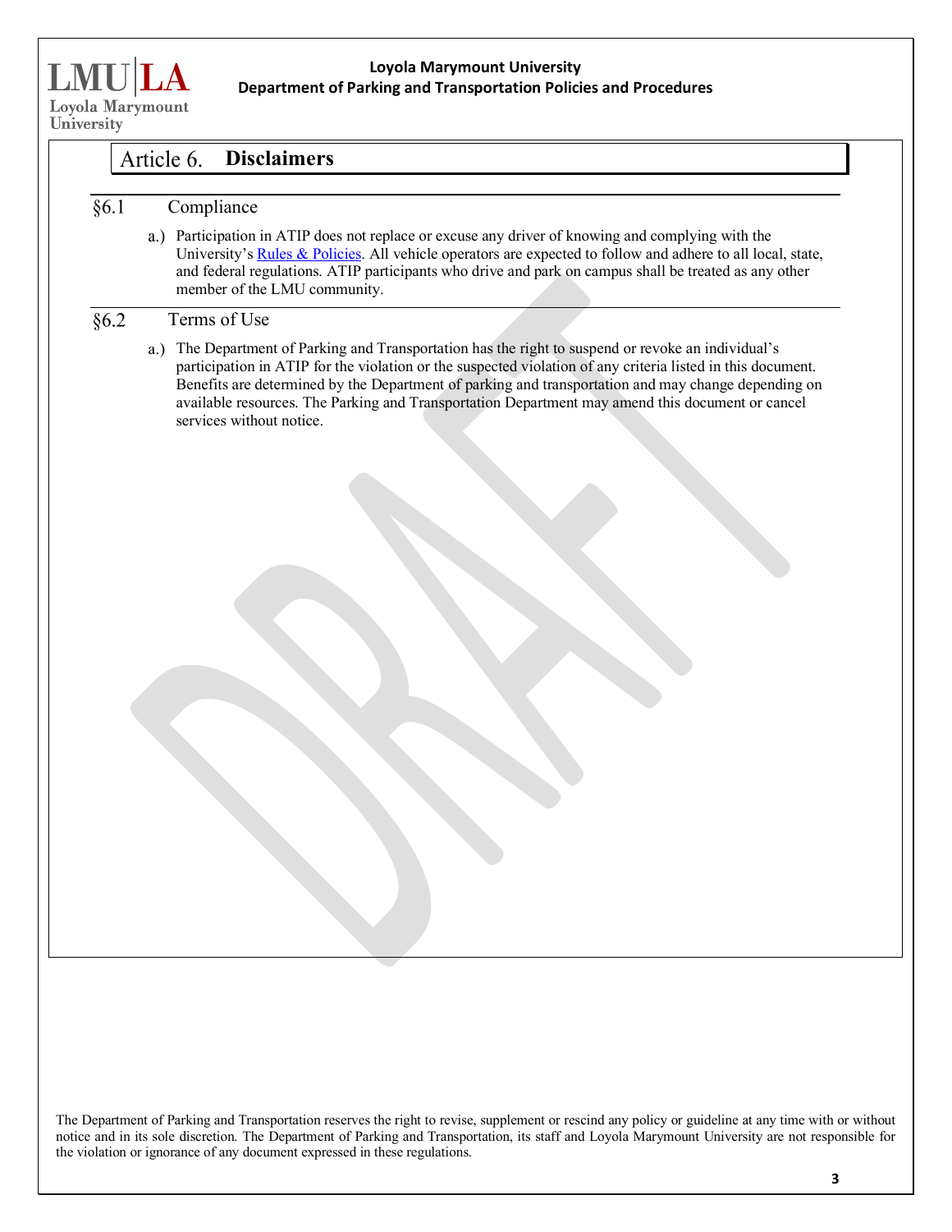## Article 6. Disclaimers

### §6.1 Compliance

a.) Participation in ATIP does not replace or excuse any driver of knowing and complying with the University's Rules & Policies. All vehicle operators are expected to follow and adhere to all local, state, and federal regulations. ATIP participants who drive and park on campus shall be treated as any other member of the LMU community.

### §6.2 Terms of Use

a.) The Department of Parking and Transportation has the right to suspend or revoke an individual's participation in ATIP for the violation or the suspected violation of any criteria listed in this document. Benefits are determined by the Department of parking and transportation and may change depending on available resources. The Parking and Transportation Department may amend this document or cancel services without notice.